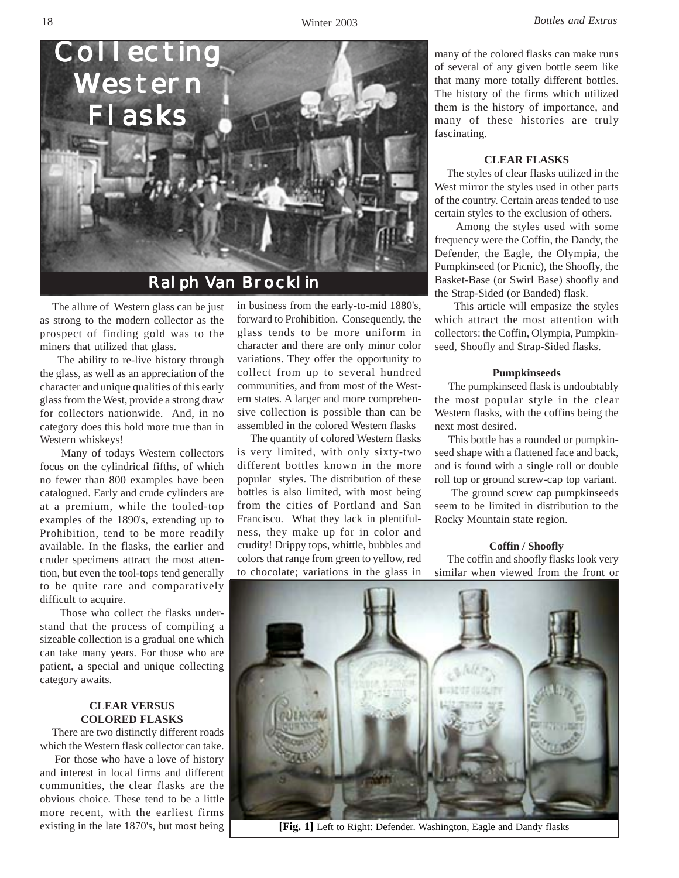# Collecting Western Flasks

## Ralph Van Brocklin

The allure of Western glass can be just as strong to the modern collector as the prospect of finding gold was to the miners that utilized that glass.

The ability to re-live history through the glass, as well as an appreciation of the character and unique qualities of this early glass from the West, provide a strong draw for collectors nationwide. And, in no category does this hold more true than in Western whiskeys!

Many of todays Western collectors focus on the cylindrical fifths, of which no fewer than 800 examples have been catalogued. Early and crude cylinders are at a premium, while the tooled-top examples of the 1890's, extending up to Prohibition, tend to be more readily available. In the flasks, the earlier and cruder specimens attract the most attention, but even the tool-tops tend generally to be quite rare and comparatively difficult to acquire.

Those who collect the flasks understand that the process of compiling a sizeable collection is a gradual one which can take many years. For those who are patient, a special and unique collecting category awaits.

### CLEAR VERSUS COLORED FLASKS

There are two distinctly different roads which the Western flask collector can take.

For those who have a love of history and interest in local firms and different communities, the clear flasks are the obvious choice. These tend to be a little more recent, with the earliest firms existing in the late 1870's, but most being in business from the early-to-mid 1880's, forward to Prohibition. Consequently, the glass tends to be more uniform in character and there are only minor color variations. They offer the opportunity to collect from up to several hundred communities, and from most of the Western states. A larger and more comprehensive collection is possible than can be assembled in the colored Western flasks

The quantity of colored Western flasks is very limited, with only sixty-two different bottles known in the more popular styles. The distribution of these bottles is also limited, with most being from the cities of Portland and San Francisco. What they lack in plentifulness, they make up for in color and crudity! Drippy tops, whittle, bubbles and colors that range from green to yellow, red to chocolate; variations in the glass in many of the colored flasks can make runs of several of any given bottle seem like that many more totally different bottles. The history of the firms which utilized them is the history of importance, and many of these histories are truly fascinating.

### CLEAR FLASKS

The styles of clear flasks utilized in the West mirror the styles used in other parts of the country. Certain areas tended to use certain styles to the exclusion of others.

Among the styles used with some frequency were the Coffin, the Dandy, the Defender, the Eagle, the Olympia, the Pumpkinseed (or Picnic), the Shoofly, the Basket-Base (or Swirl Base) shoofly and the Strap-Sided (or Banded) flask.

This article will empasize the styles which attract the most attention with collectors: the Coffin, Olympia, Pumpkinseed, Shoofly and Strap-Sided flasks.

#### Pumpkinseeds

The pumpkinseed flask is undoubtably the most popular style in the clear Western flasks, with the coffins being the next most desired.

This bottle has a rounded or pumpkinseed shape with a flattened face and back, and is found with a single roll or double roll top or ground screw-cap top variant.

The ground screw cap pumpkinseeds seem to be limited in distribution to the Rocky Mountain state region.

#### Coffin / Shoofly

The coffin and shoofly flasks look very similar when viewed from the front or

**[Fig. 1]** Left to Right: Defender. Washington, Eagle and Dandy flasks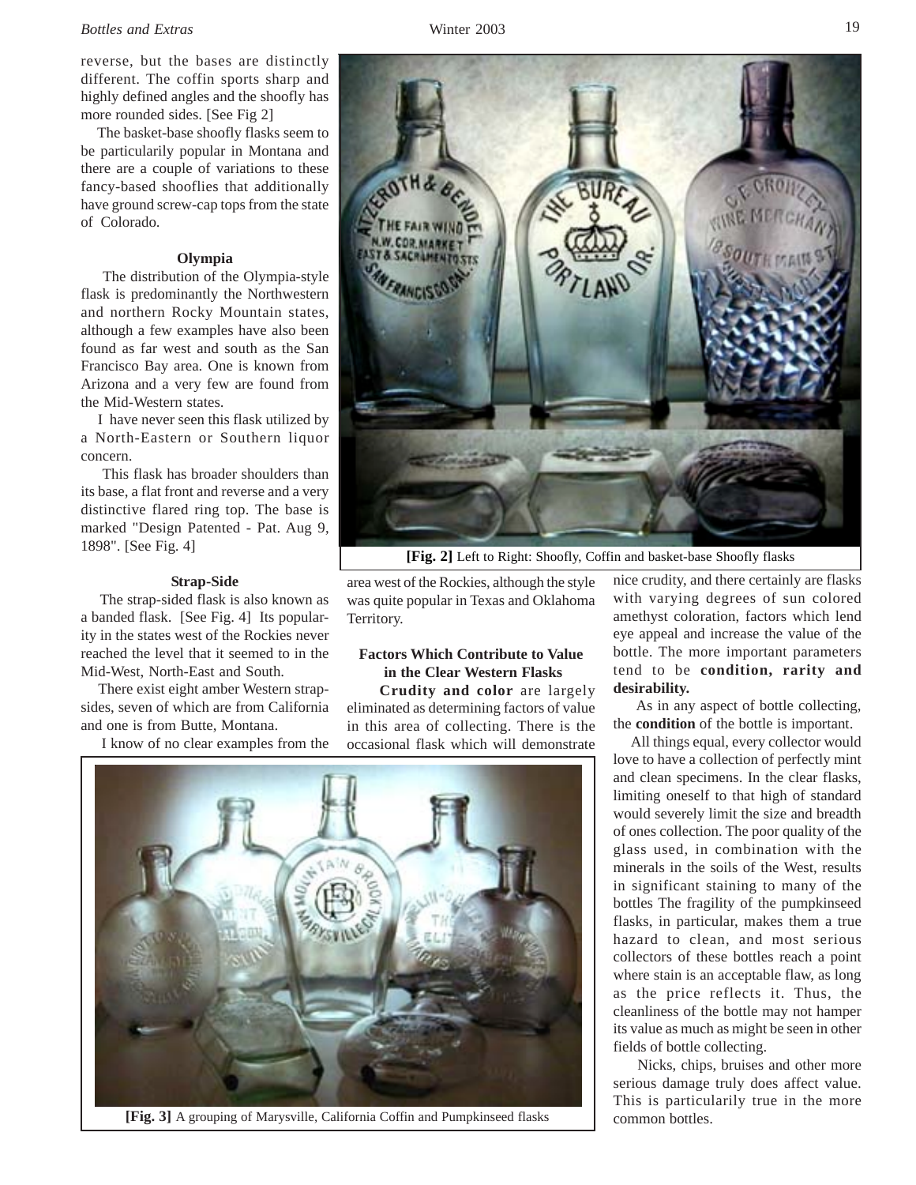reverse, but the bases are distinctly different. The coffin sports sharp and highly defined angles and the shoofly has more rounded sides. [See Fig 2]

The basket-base shoofly flasks seem to be particularily popular in Montana and there are a couple of variations to these fancy-based shooflies that additionally have ground screw-cap tops from the state of Colorado.

### Olympia

The distribution of the Olympia-style flask is predominantly the Northwestern and northern Rocky Mountain states, although a few examples have also been found as far west and south as the San Francisco Bay area. One is known from Arizona and a very few are found from the Mid-Western states.

I have never seen this flask utilized by a North-Eastern or Southern liquor concern.

This flask has broader shoulders than its base, a flat front and reverse and a very distinctive flared ring top. The base is marked "Design Patented - Pat. Aug 9, 1898". [See Fig. 4]

### Strap-Side

The strap-sided flask is also known as a banded flask. [See Fig. 4] Its popularity in the states west of the Rockies never reached the level that it seemed to in the Mid-West, North-East and South.

There exist eight amber Western strap-sides, seven of which are from California and one is from Butte, Montana.

I know of no clear examples from the area west of the Rockies, although the style was quite popular in Texas and Oklahoma Territory.

**[Fig. 2]** Left to Right: Shoofly, Coffin and basket-base Shoofly flasks

### Factors Which Contribute to Value in the Clear Western Flasks

**Crudity and color** are largely eliminated as determining factors of value in this area of collecting. There is the occasional flask which will demonstrate nice crudity, and there certainly are flasks with varying degrees of sun colored amethyst coloration, factors which lend eye appeal and increase the value of the bottle. The more important parameters tend to be **condition, rarity and desirability.**

As in any aspect of bottle collecting, the **condition** of the bottle is important.

All things equal, every collector would love to have a collection of perfectly mint and clean specimens. In the clear flasks, limiting oneself to that high of standard would severely limit the size and breadth of ones collection. The poor quality of the glass used, in combination with the minerals in the soils of the West, results in significant staining to many of the bottles The fragility of the pumpkinseed flasks, in particular, makes them a true hazard to clean, and most serious collectors of these bottles reach a point where stain is an acceptable flaw, as long as the price reflects it. Thus, the cleanliness of the bottle may not hamper its value as much as might be seen in other fields of bottle collecting.

Nicks, chips, bruises and other more serious damage truly does affect value. This is particularly true in the more common bottles.

**[Fig. 3]** A grouping of Marysville, California Coffin and Pumpkinseed flasks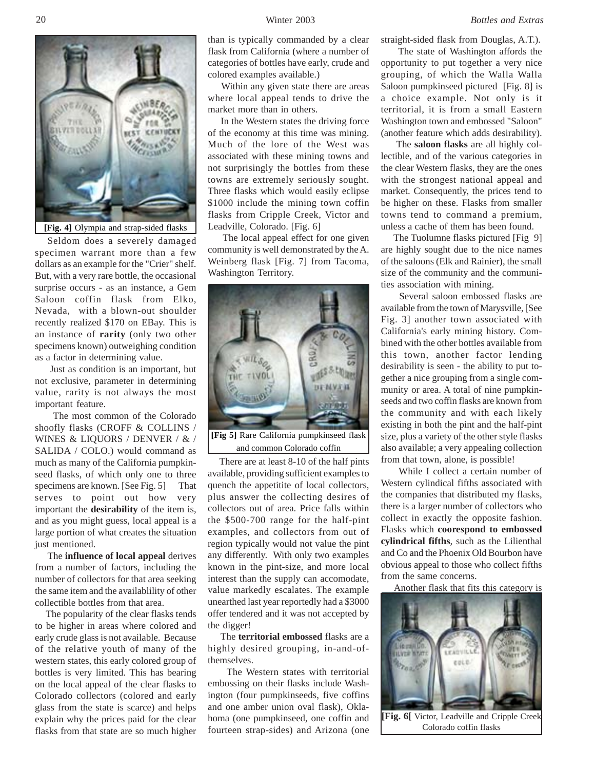[Fig. 4] Olympia and strap-sided flasks

Seldom does a severely damaged specimen warrant more than a few dollars as an example for the "Crier" shelf. But, with a very rare bottle, the occasional surprise occurs - as an instance, a Gem Saloon coffin flask from Elko, Nevada, with a blown-out shoulder recently realized $170 on EBay. This is an instance of **rarity** (only two other specimens known) outweighing condition as a factor in determining value.

Just as condition is an important, but not exclusive, parameter in determining value, rarity is not always the most important feature.

The most common of the Colorado shoofly flasks (CROFF & COLLINS / WINES & LIQUORS / DENVER / & / SALIDA / COLO.) would command as much as many of the California pumpkinseed flasks, of which only one to three specimens are known. [See Fig. 5] That serves to point out how very important the **desirability** of the item is, and as you might guess, local appeal is a large portion of what creates the situation just mentioned.

The **influence of local appeal** derives from a number of factors, including the number of collectors for that area seeking the same item and the availablility of other collectible bottles from that area.

The popularity of the clear flasks tends to be higher in areas where colored and early crude glass is not available. Because of the relative youth of many of the western states, this early colored group of bottles is very limited. This has bearing on the local appeal of the clear flasks to Colorado collectors (colored and early glass from the state is scarce) and helps explain why the prices paid for the clear flasks from that state are so much higher than is typically commanded by a clear flask from California (where a number of categories of bottles have early, crude and colored examples available.)

Within any given state there are areas where local appeal tends to drive the market more than in others.

In the Western states the driving force of the economy at this time was mining. Much of the lore of the West was associated with these mining towns and not surprisingly the bottles from these towns are extremely seriously sought. Three flasks which would easily eclipse $1000 include the mining town coffin flasks from Cripple Creek, Victor and Leadville, Colorado. [Fig. 6]

The local appeal effect for one given community is well demonstrated by the A. Weinberg flask [Fig. 7] from Tacoma, Washington Territory.

[Fig 5] Rare California pumpkinseed flask and common Colorado coffin

There are at least 8-10 of the half pints available, providing sufficient examples to quench the appetitite of local collectors, plus answer the collecting desires of collectors out of area. Price falls within the $500-700 range for the half-pint examples, and collectors from out of region typically would not value the pint any differently. With only two examples known in the pint-size, and more local interest than the supply can accomodate, value markedly escalates. The example unearthed last year reportedly had a $3000 offer tendered and it was not accepted by the digger!

The **territorial embossed** flasks are a highly desired grouping, in-and-of-themselves.

The Western states with territorial embossing on their flasks include Washington (four pumpkinseeds, five coffins and one amber union oval flask), Oklahoma (one pumpkinseed, one coffin and fourteen strap-sides) and Arizona (one straight-sided flask from Douglas, A.T.).

The state of Washington affords the opportunity to put together a very nice grouping, of which the Walla Walla Saloon pumpkinseed pictured [Fig. 8] is a choice example. Not only is it territorial, it is from a small Eastern Washington town and embossed "Saloon" (another feature which adds desirability).

The **saloon flasks** are all highly collectible, and of the various categories in the clear Western flasks, they are the ones with the strongest national appeal and market. Consequently, the prices tend to be higher on these. Flasks from smaller towns tend to command a premium, unless a cache of them has been found.

The Tuolumne flasks pictured [Fig 9] are highly sought due to the nice names of the saloons (Elk and Rainier), the small size of the community and the communities association with mining.

Several saloon embossed flasks are available from the town of Marysville, [See Fig. 3] another town associated with California's early mining history. Combined with the other bottles available from this town, another factor lending desirability is seen - the ability to put together a nice grouping from a single community or area. A total of nine pumpkinseeds and two coffin flasks are known from the community and with each likely existing in both the pint and the half-pint size, plus a variety of the other style flasks also available; a very appealing collection from that town, alone, is possible!

While I collect a certain number of Western cylindical fifths associated with the companies that distributed my flasks, there is a larger number of collectors who collect in exactly the opposite fashion. Flasks which **coorespond to embossed cylindrical fifths**, such as the Lilienthal and Co and the Phoenix Old Bourbon have obvious appeal to those who collect fifths from the same concerns.

Another flask that fits this category is

[Fig. 6[ Victor, Leadville and Cripple Creek Colorado coffin flasks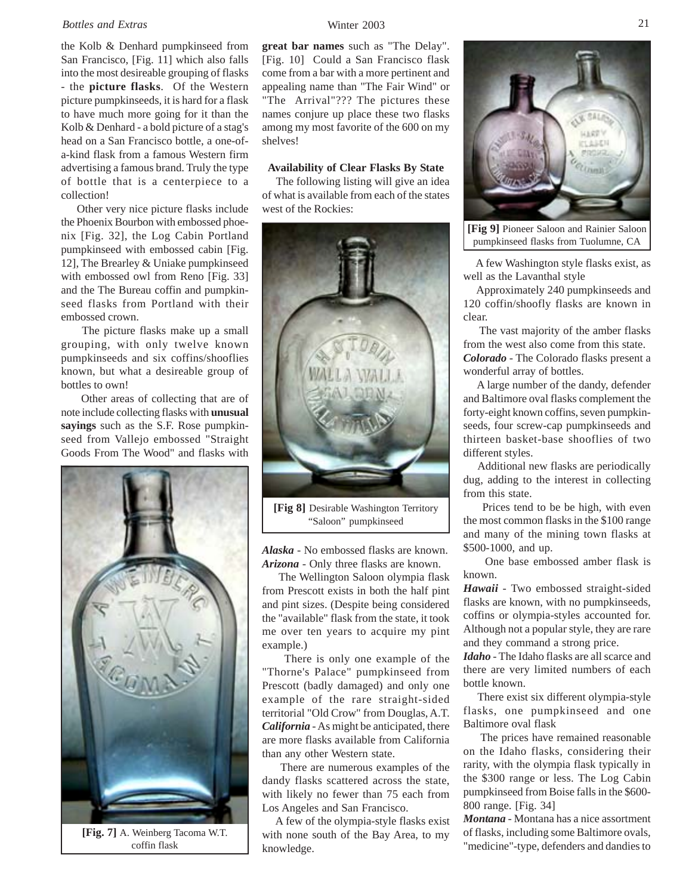the Kolb & Denhard pumpkinseed from San Francisco, [Fig. 11] which also falls into the most desireable grouping of flasks - the **picture flasks**. Of the Western picture pumpkinseeds, it is hard for a flask to have much more going for it than the Kolb & Denhard - a bold picture of a stag's head on a San Francisco bottle, a one-of-a-kind flask from a famous Western firm advertising a famous brand. Truly the type of bottle that is a centerpiece to a collection!

Other very nice picture flasks include the Phoenix Bourbon with embossed phoenix [Fig. 32], the Log Cabin Portland pumpkinseed with embossed cabin [Fig. 12], The Brearley & Uniake pumpkinseed with embossed owl from Reno [Fig. 33] and the The Bureau coffin and pumpkinseed flasks from Portland with their embossed crown.

The picture flasks make up a small grouping, with only twelve known pumpkinseeds and six coffins/shooflies known, but what a desireable group of bottles to own!

Other areas of collecting that are of note include collecting flasks with **unusual sayings** such as the S.F. Rose pumpkinseed from Vallejo embossed "Straight Goods From The Wood" and flasks with **great bar names** such as "The Delay". [Fig. 10] Could a San Francisco flask come from a bar with a more pertinent and appealing name than "The Fair Wind" or "The Arrival"??? The pictures these names conjure up place these two flasks among my most favorite of the 600 on my shelves!

**[Fig. 7]** A. Weinberg Tacoma W.T. coffin flask

### Availability of Clear Flasks By State

The following listing will give an idea of what is available from each of the states west of the Rockies:

**[Fig 8]** Desirable Washington Territory "Saloon" pumpkinseed

***Alaska*** - No embossed flasks are known.

***Arizona*** - Only three flasks are known.

The Wellington Saloon olympia flask from Prescott exists in both the half pint and pint sizes. (Despite being considered the "available" flask from the state, it took me over ten years to acquire my pint example.)

There is only one example of the "Thorne's Palace" pumpkinseed from Prescott (badly damaged) and only one example of the rare straight-sided territorial "Old Crow" from Douglas, A.T.

***California*** - As might be anticipated, there are more flasks available from California than any other Western state.

There are numerous examples of the dandy flasks scattered across the state, with likely no fewer than 75 each from Los Angeles and San Francisco.

A few of the olympia-style flasks exist with none south of the Bay Area, to my knowledge.

**[Fig 9]** Pioneer Saloon and Rainier Saloon pumpkinseed flasks from Tuolumne, CA

A few Washington style flasks exist, as well as the Lavanthal style

Approximately 240 pumpkinseeds and 120 coffin/shoofly flasks are known in clear.

The vast majority of the amber flasks from the west also come from this state.

***Colorado*** - The Colorado flasks present a wonderful array of bottles.

A large number of the dandy, defender and Baltimore oval flasks complement the forty-eight known coffins, seven pumpkinseeds, four screw-cap pumpkinseeds and thirteen basket-base shooflies of two different styles.

Additional new flasks are periodically dug, adding to the interest in collecting from this state.

Prices tend to be be high, with even the most common flasks in the $100 range and many of the mining town flasks at $500-1000, and up.

One base embossed amber flask is known.

***Hawaii*** - Two embossed straight-sided flasks are known, with no pumpkinseeds, coffins or olympia-styles accounted for. Although not a popular style, they are rare and they command a strong price.

***Idaho*** - The Idaho flasks are all scarce and there are very limited numbers of each bottle known.

There exist six different olympia-style flasks, one pumpkinseed and one Baltimore oval flask

The prices have remained reasonable on the Idaho flasks, considering their rarity, with the olympia flask typically in the $300 range or less. The Log Cabin pumpkinseed from Boise falls in the $600-800 range. [Fig. 34]

***Montana*** - Montana has a nice assortment of flasks, including some Baltimore ovals, "medicine"-type, defenders and dandies to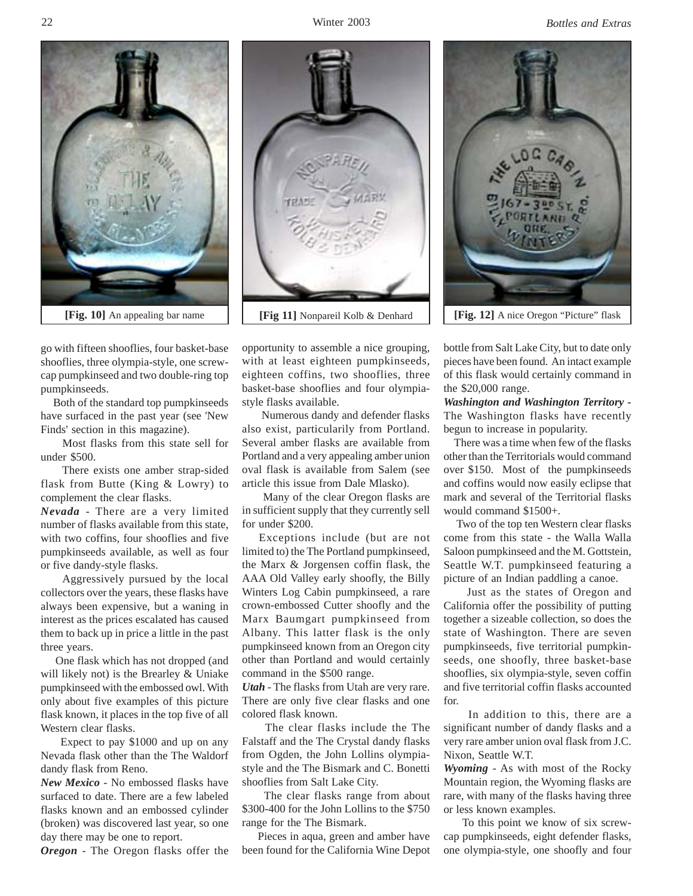**[Fig. 10]** An appealing bar name

**[Fig 11]** Nonpareil Kolb & Denhard

**[Fig. 12]** A nice Oregon "Picture" flask

go with fifteen shooflies, four basket-base shooflies, three olympia-style, one screw-cap pumpkinseed and two double-ring top pumpkinseeds.

Both of the standard top pumpkinseeds have surfaced in the past year (see 'New Finds' section in this magazine).

Most flasks from this state sell for under $500.

There exists one amber strap-sided flask from Butte (King & Lowry) to complement the clear flasks.

***Nevada*** - There are a very limited number of flasks available from this state, with two coffins, four shooflies and five pumpkinseeds available, as well as four or five dandy-style flasks.

Aggressively pursued by the local collectors over the years, these flasks have always been expensive, but a waning in interest as the prices escalated has caused them to back up in price a little in the past three years.

One flask which has not dropped (and will likely not) is the Brearley & Uniake pumpkinseed with the embossed owl. With only about five examples of this picture flask known, it places in the top five of all Western clear flasks.

Expect to pay $1000 and up on any Nevada flask other than the The Waldorf dandy flask from Reno.

***New Mexico*** - No embossed flasks have surfaced to date. There are a few labeled flasks known and an embossed cylinder (broken) was discovered last year, so one day there may be one to report.

***Oregon*** - The Oregon flasks offer the opportunity to assemble a nice grouping, with at least eighteen pumpkinseeds, eighteen coffins, two shooflies, three basket-base shooflies and four olympia-style flasks available.

Numerous dandy and defender flasks also exist, particularily from Portland. Several amber flasks are available from Portland and a very appealing amber union oval flask is available from Salem (see article this issue from Dale Mlasko).

Many of the clear Oregon flasks are in sufficient supply that they currently sell for under $200.

Exceptions include (but are not limited to) the The Portland pumpkinseed, the Marx & Jorgensen coffin flask, the AAA Old Valley early shoofly, the Billy Winters Log Cabin pumpkinseed, a rare crown-embossed Cutter shoofly and the Marx Baumgart pumpkinseed from Albany. This latter flask is the only pumpkinseed known from an Oregon city other than Portland and would certainly command in the $500 range.

***Utah*** - The flasks from Utah are very rare. There are only five clear flasks and one colored flask known.

The clear flasks include the The Falstaff and the The Crystal dandy flasks from Ogden, the John Lollins olympia-style and the The Bismark and C. Bonetti shooflies from Salt Lake City.

The clear flasks range from about $300-400 for the John Lollins to the $750 range for the The Bismark.

Pieces in aqua, green and amber have been found for the California Wine Depot bottle from Salt Lake City, but to date only pieces have been found. An intact example of this flask would certainly command in the $20,000 range.

***Washington and Washington Territory*** - The Washington flasks have recently begun to increase in popularity.

There was a time when few of the flasks other than the Territorials would command over $150. Most of the pumpkinseeds and coffins would now easily eclipse that mark and several of the Territorial flasks would command $1500+.

Two of the top ten Western clear flasks come from this state - the Walla Walla Saloon pumpkinseed and the M. Gottstein, Seattle W.T. pumpkinseed featuring a picture of an Indian paddling a canoe.

Just as the states of Oregon and California offer the possibility of putting together a sizeable collection, so does the state of Washington. There are seven pumpkinseeds, five territorial pumpkinseeds, one shoofly, three basket-base shooflies, six olympia-style, seven coffin and five territorial coffin flasks accounted for.

In addition to this, there are a significant number of dandy flasks and a very rare amber union oval flask from J.C. Nixon, Seattle W.T.

***Wyoming*** - As with most of the Rocky Mountain region, the Wyoming flasks are rare, with many of the flasks having three or less known examples.

To this point we know of six screw-cap pumpkinseeds, eight defender flasks, one olympia-style, one shoofly and four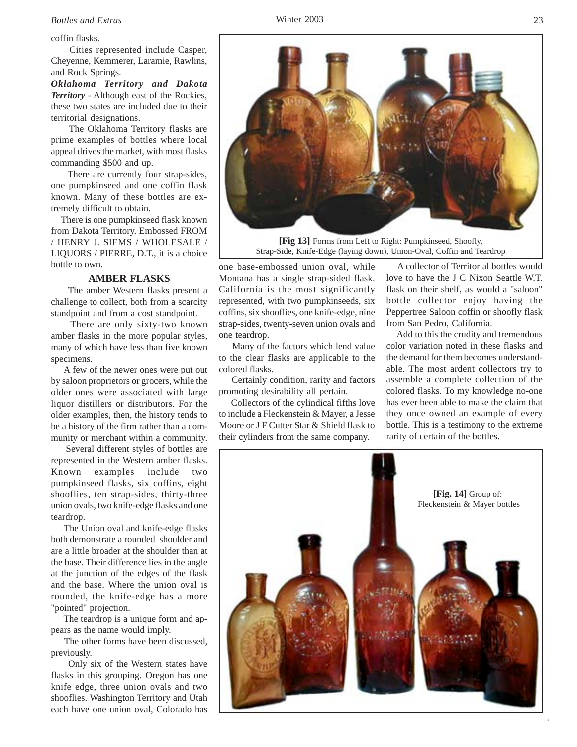coffin flasks.

Cities represented include Casper, Cheyenne, Kemmerer, Laramie, Rawlins, and Rock Springs.

***Oklahoma Territory and Dakota Territory*** - Although east of the Rockies, these two states are included due to their territorial designations.

The Oklahoma Territory flasks are prime examples of bottles where local appeal drives the market, with most flasks commanding $500 and up.

There are currently four strap-sides, one pumpkinseed and one coffin flask known. Many of these bottles are extremely difficult to obtain.

There is one pumpkinseed flask known from Dakota Territory. Embossed FROM / HENRY J. SIEMS / WHOLESALE / LIQUORS / PIERRE, D.T., it is a choice bottle to own.

### AMBER FLASKS

The amber Western flasks present a challenge to collect, both from a scarcity standpoint and from a cost standpoint.

There are only sixty-two known amber flasks in the more popular styles, many of which have less than five known specimens.

A few of the newer ones were put out by saloon proprietors or grocers, while the older ones were associated with large liquor distillers or distributors. For the older examples, then, the history tends to be a history of the firm rather than a community or merchant within a community.

Several different styles of bottles are represented in the Western amber flasks. Known examples include two pumpkinseed flasks, six coffins, eight shooflies, ten strap-sides, thirty-three union ovals, two knife-edge flasks and one teardrop.

The Union oval and knife-edge flasks both demonstrate a rounded shoulder and are a little broader at the shoulder than at the base. Their difference lies in the angle at the junction of the edges of the flask and the base. Where the union oval is rounded, the knife-edge has a more "pointed" projection.

The teardrop is a unique form and appears as the name would imply.

The other forms have been discussed, previously.

Only six of the Western states have flasks in this grouping. Oregon has one knife edge, three union ovals and two shooflies. Washington Territory and Utah each have one union oval, Colorado has one base-embossed union oval, while Montana has a single strap-sided flask. California is the most significantly represented, with two pumpkinseeds, six coffins, six shooflies, one knife-edge, nine strap-sides, twenty-seven union ovals and one teardrop.

Many of the factors which lend value to the clear flasks are applicable to the colored flasks.

Certainly condition, rarity and factors promoting desirability all pertain.

Collectors of the cylindical fifths love to include a Fleckenstein & Mayer, a Jesse Moore or J F Cutter Star & Shield flask to their cylinders from the same company.

A collector of Territorial bottles would love to have the J C Nixon Seattle W.T. flask on their shelf, as would a "saloon" bottle collector enjoy having the Peppertree Saloon coffin or shoofly flask from San Pedro, California.

Add to this the crudity and tremendous color variation noted in these flasks and the demand for them becomes understandable. The most ardent collectors try to assemble a complete collection of the colored flasks. To my knowledge no-one has ever been able to make the claim that they once owned an example of every bottle. This is a testimony to the extreme rarity of certain of the bottles.

**[Fig 13]** Forms from Left to Right: Pumpkinseed, Shoofly, Strap-Side, Knife-Edge (laying down), Union-Oval, Coffin and Teardrop

**[Fig. 14]** Group of: Fleckenstein & Mayer bottles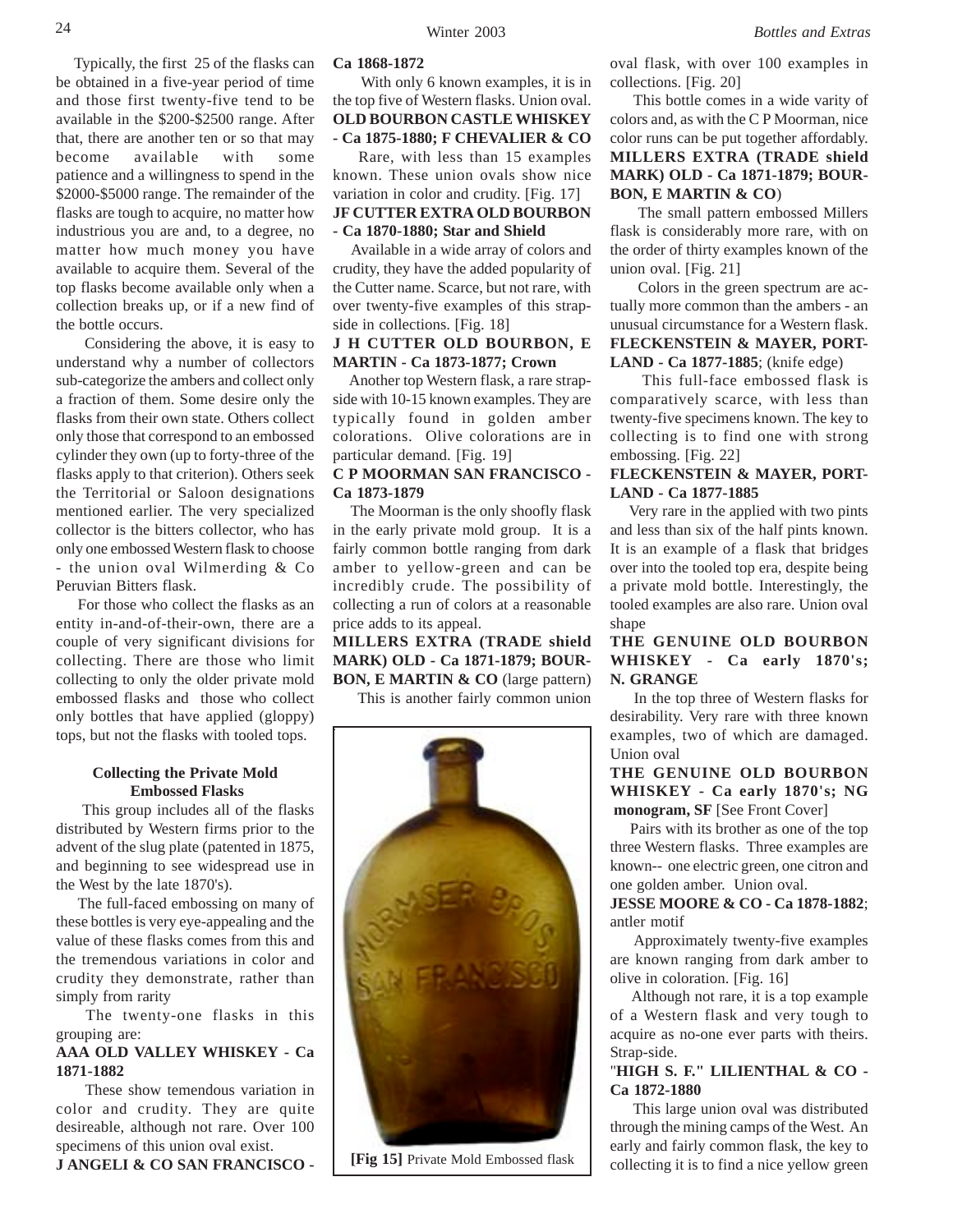Typically, the first 25 of the flasks can be obtained in a five-year period of time and those first twenty-five tend to be available in the $200-$2500 range. After that, there are another ten or so that may become available with some patience and a willingness to spend in the $2000-$5000 range. The remainder of the flasks are tough to acquire, no matter how industrious you are and, to a degree, no matter how much money you have available to acquire them. Several of the top flasks become available only when a collection breaks up, or if a new find of the bottle occurs.

Considering the above, it is easy to understand why a number of collectors sub-categorize the ambers and collect only a fraction of them. Some desire only the flasks from their own state. Others collect only those that correspond to an embossed cylinder they own (up to forty-three of the flasks apply to that criterion). Others seek the Territorial or Saloon designations mentioned earlier. The very specialized collector is the bitters collector, who has only one embossed Western flask to choose - the union oval Wilmerding & Co Peruvian Bitters flask.

For those who collect the flasks as an entity in-and-of-their-own, there are a couple of very significant divisions for collecting. There are those who limit collecting to only the older private mold embossed flasks and those who collect only bottles that have applied (gloppy) tops, but not the flasks with tooled tops.

### Collecting the Private Mold Embossed Flasks

This group includes all of the flasks distributed by Western firms prior to the advent of the slug plate (patented in 1875, and beginning to see widespread use in the West by the late 1870's).

The full-faced embossing on many of these bottles is very eye-appealing and the value of these flasks comes from this and the tremendous variations in color and crudity they demonstrate, rather than simply from rarity

The twenty-one flasks in this grouping are:

**AAA OLD VALLEY WHISKEY - Ca 1871-1882**

These show temendous variation in color and crudity. They are quite desireable, although not rare. Over 100 specimens of this union oval exist.

**J ANGELI & CO SAN FRANCISCO - Ca 1868-1872**

With only 6 known examples, it is in the top five of Western flasks. Union oval.

**OLD BOURBON CASTLE WHISKEY - Ca 1875-1880; F CHEVALIER & CO**

Rare, with less than 15 examples known. These union ovals show nice variation in color and crudity. [Fig. 17]

**JF CUTTER EXTRA OLD BOURBON - Ca 1870-1880; Star and Shield**

Available in a wide array of colors and crudity, they have the added popularity of the Cutter name. Scarce, but not rare, with over twenty-five examples of this strap-side in collections. [Fig. 18]

**J H CUTTER OLD BOURBON, E MARTIN - Ca 1873-1877; Crown**

Another top Western flask, a rare strap-side with 10-15 known examples. They are typically found in golden amber colorations. Olive colorations are in particular demand. [Fig. 19]

**C P MOORMAN SAN FRANCISCO - Ca 1873-1879**

The Moorman is the only shoofly flask in the early private mold group. It is a fairly common bottle ranging from dark amber to yellow-green and can be incredibly crude. The possibility of collecting a run of colors at a reasonable price adds to its appeal.

**MILLERS EXTRA (TRADE shield MARK) OLD - Ca 1871-1879; BOURBON, E MARTIN & CO** (large pattern)

This is another fairly common union oval flask, with over 100 examples in collections. [Fig. 20]

This bottle comes in a wide varity of colors and, as with the C P Moorman, nice color runs can be put together affordably.

**MILLERS EXTRA (TRADE shield MARK) OLD - Ca 1871-1879; BOURBON, E MARTIN & CO**)

The small pattern embossed Millers flask is considerably more rare, with on the order of thirty examples known of the union oval. [Fig. 21]

Colors in the green spectrum are actually more common than the ambers - an unusual circumstance for a Western flask.

**FLECKENSTEIN & MAYER, PORTLAND - Ca 1877-1885**; (knife edge)

This full-face embossed flask is comparatively scarce, with less than twenty-five specimens known. The key to collecting is to find one with strong embossing. [Fig. 22]

**FLECKENSTEIN & MAYER, PORTLAND - Ca 1877-1885**

Very rare in the applied with two pints and less than six of the half pints known. It is an example of a flask that bridges over into the tooled top era, despite being a private mold bottle. Interestingly, the tooled examples are also rare. Union oval shape

**THE GENUINE OLD BOURBON WHISKEY - Ca early 1870's; N. GRANGE**

In the top three of Western flasks for desirability. Very rare with three known examples, two of which are damaged. Union oval

**THE GENUINE OLD BOURBON WHISKEY - Ca early 1870's; NG monogram, SF** [See Front Cover]

Pairs with its brother as one of the top three Western flasks. Three examples are known-- one electric green, one citron and one golden amber. Union oval.

**JESSE MOORE & CO - Ca 1878-1882**; antler motif

Approximately twenty-five examples are known ranging from dark amber to olive in coloration. [Fig. 16]

Although not rare, it is a top example of a Western flask and very tough to acquire as no-one ever parts with theirs. Strap-side.

"**HIGH S. F." LILIENTHAL & CO - Ca 1872-1880**

This large union oval was distributed through the mining camps of the West. An early and fairly common flask, the key to collecting it is to find a nice yellow green

**[Fig 15]** Private Mold Embossed flask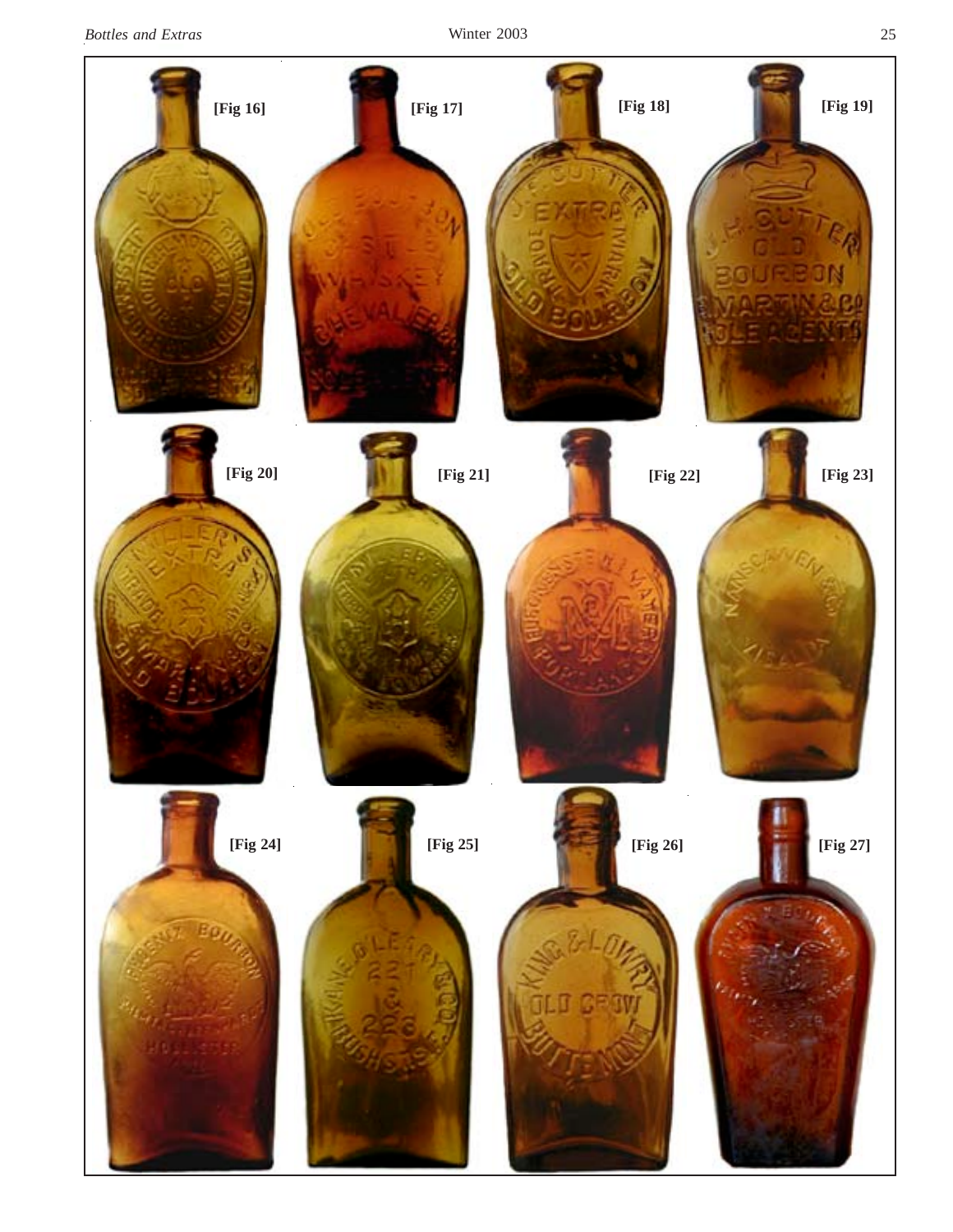[Fig 16]

[Fig 17]

[Fig 18]

[Fig 19]

[Fig 20]

[Fig 21]

[Fig 22]

[Fig 23]

[Fig 24]

[Fig 25]

[Fig 26]

[Fig 27]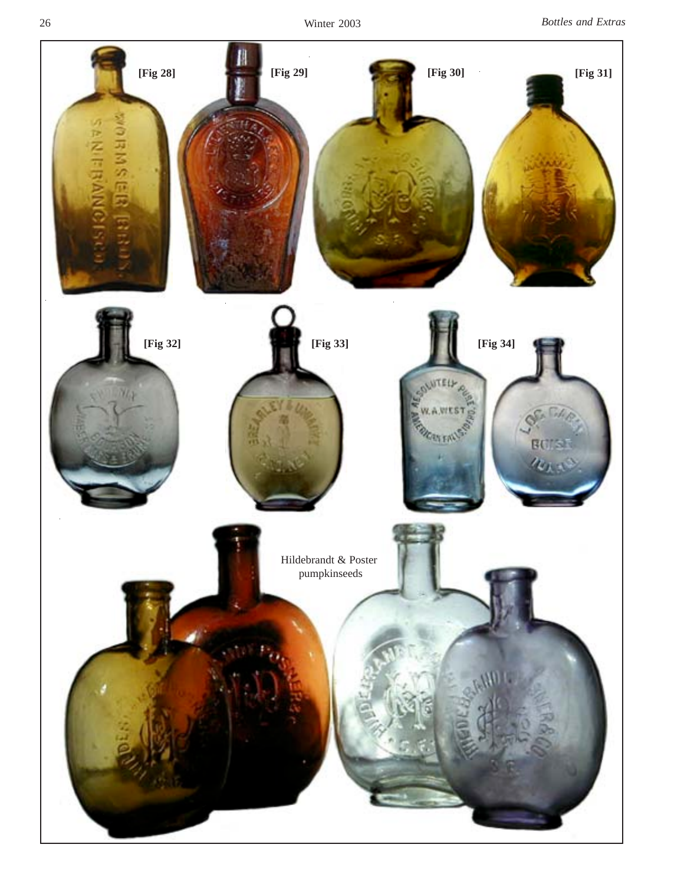[Fig 28]

[Fig 29]

[Fig 30]

[Fig 31]

[Fig 32]

[Fig 33]

[Fig 34]

Hildebrandt & Poster pumpkinseeds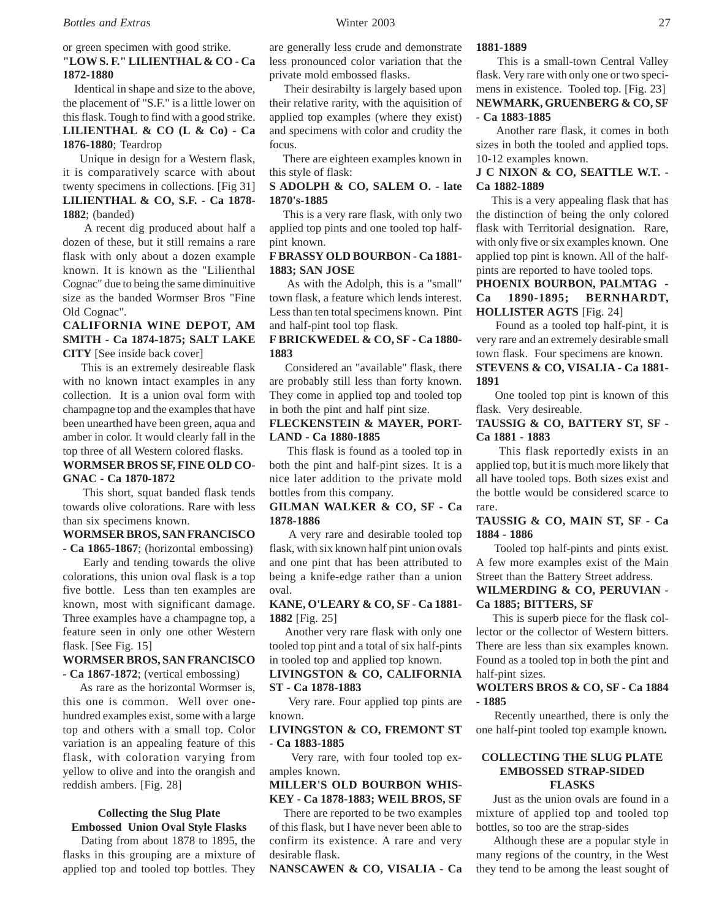or green specimen with good strike.

**"LOW S. F." LILIENTHAL & CO - Ca 1872-1880**

Identical in shape and size to the above, the placement of "S.F." is a little lower on this flask. Tough to find with a good strike.

**LILIENTHAL & CO (L & Co) - Ca 1876-1880**; Teardrop

Unique in design for a Western flask, it is comparatively scarce with about twenty specimens in collections. [Fig 31]

**LILIENTHAL & CO, S.F. - Ca 1878-1882**; (banded)

A recent dig produced about half a dozen of these, but it still remains a rare flask with only about a dozen example known. It is known as the "Lilienthal Cognac" due to being the same diminuitive size as the banded Wormser Bros "Fine Old Cognac".

**CALIFORNIA WINE DEPOT, AM SMITH - Ca 1874-1875; SALT LAKE CITY** [See inside back cover]

This is an extremely desireable flask with no known intact examples in any collection. It is a union oval form with champagne top and the examples that have been unearthed have been green, aqua and amber in color. It would clearly fall in the top three of all Western colored flasks.

**WORMSER BROS SF, FINE OLD COGNAC - Ca 1870-1872**

This short, squat banded flask tends towards olive colorations. Rare with less than six specimens known.

**WORMSER BROS, SAN FRANCISCO - Ca 1865-1867**; (horizontal embossing)

Early and tending towards the olive colorations, this union oval flask is a top five bottle. Less than ten examples are known, most with significant damage. Three examples have a champagne top, a feature seen in only one other Western flask. [See Fig. 15]

**WORMSER BROS, SAN FRANCISCO - Ca 1867-1872**; (vertical embossing)

As rare as the horizontal Wormser is, this one is common. Well over one-hundred examples exist, some with a large top and others with a small top. Color variation is an appealing feature of this flask, with coloration varying from yellow to olive and into the orangish and reddish ambers. [Fig. 28]

### Collecting the Slug Plate Embossed Union Oval Style Flasks

Dating from about 1878 to 1895, the flasks in this grouping are a mixture of applied top and tooled top bottles. They are generally less crude and demonstrate less pronounced color variation that the private mold embossed flasks.

Their desirabilty is largely based upon their relative rarity, with the aquisition of applied top examples (where they exist) and specimens with color and crudity the focus.

There are eighteen examples known in this style of flask:

**S ADOLPH & CO, SALEM O. - late 1870's-1885**

This is a very rare flask, with only two applied top pints and one tooled top half-pint known.

**F BRASSY OLD BOURBON - Ca 1881-1883; SAN JOSE**

As with the Adolph, this is a "small" town flask, a feature which lends interest. Less than ten total specimens known. Pint and half-pint tool top flask.

**F BRICKWEDEL & CO, SF - Ca 1880-1883**

Considered an "available" flask, there are probably still less than forty known. They come in applied top and tooled top in both the pint and half pint size.

**FLECKENSTEIN & MAYER, PORTLAND - Ca 1880-1885**

This flask is found as a tooled top in both the pint and half-pint sizes. It is a nice later addition to the private mold bottles from this company.

**GILMAN WALKER & CO, SF - Ca 1878-1886**

A very rare and desirable tooled top flask, with six known half pint union ovals and one pint that has been attributed to being a knife-edge rather than a union oval.

**KANE, O'LEARY & CO, SF - Ca 1881-1882** [Fig. 25]

Another very rare flask with only one tooled top pint and a total of six half-pints in tooled top and applied top known.

**LIVINGSTON & CO, CALIFORNIA ST - Ca 1878-1883**

Very rare. Four applied top pints are known.

**LIVINGSTON & CO, FREMONT ST - Ca 1883-1885**

Very rare, with four tooled top examples known.

**MILLER'S OLD BOURBON WHISKEY - Ca 1878-1883; WEIL BROS, SF**

There are reported to be two examples of this flask, but I have never been able to confirm its existence. A rare and very desirable flask.

**NANSCAWEN & CO, VISALIA - Ca 1881-1889**

This is a small-town Central Valley flask. Very rare with only one or two specimens in existence. Tooled top. [Fig. 23]

**NEWMARK, GRUENBERG & CO, SF - Ca 1883-1885**

Another rare flask, it comes in both sizes in both the tooled and applied tops. 10-12 examples known.

**J C NIXON & CO, SEATTLE W.T. - Ca 1882-1889**

This is a very appealing flask that has the distinction of being the only colored flask with Territorial designation. Rare, with only five or six examples known. One applied top pint is known. All of the half-pints are reported to have tooled tops.

**PHOENIX BOURBON, PALMTAG - Ca 1890-1895; BERNHARDT, HOLLISTER AGTS** [Fig. 24]

Found as a tooled top half-pint, it is very rare and an extremely desirable small town flask. Four specimens are known.

**STEVENS & CO, VISALIA - Ca 1881-1891**

One tooled top pint is known of this flask. Very desireable.

**TAUSSIG & CO, BATTERY ST, SF - Ca 1881 - 1883**

This flask reportedly exists in an applied top, but it is much more likely that all have tooled tops. Both sizes exist and the bottle would be considered scarce to rare.

**TAUSSIG & CO, MAIN ST, SF - Ca 1884 - 1886**

Tooled top half-pints and pints exist. A few more examples exist of the Main Street than the Battery Street address.

**WILMERDING & CO, PERUVIAN - Ca 1885; BITTERS, SF**

This is superb piece for the flask collector or the collector of Western bitters. There are less than six examples known. Found as a tooled top in both the pint and half-pint sizes.

**WOLTERS BROS & CO, SF - Ca 1884 - 1885**

Recently unearthed, there is only the one half-pint tooled top example known.

### COLLECTING THE SLUG PLATE EMBOSSED STRAP-SIDED FLASKS

Just as the union ovals are found in a mixture of applied top and tooled top bottles, so too are the strap-sides

Although these are a popular style in many regions of the country, in the West they tend to be among the least sought of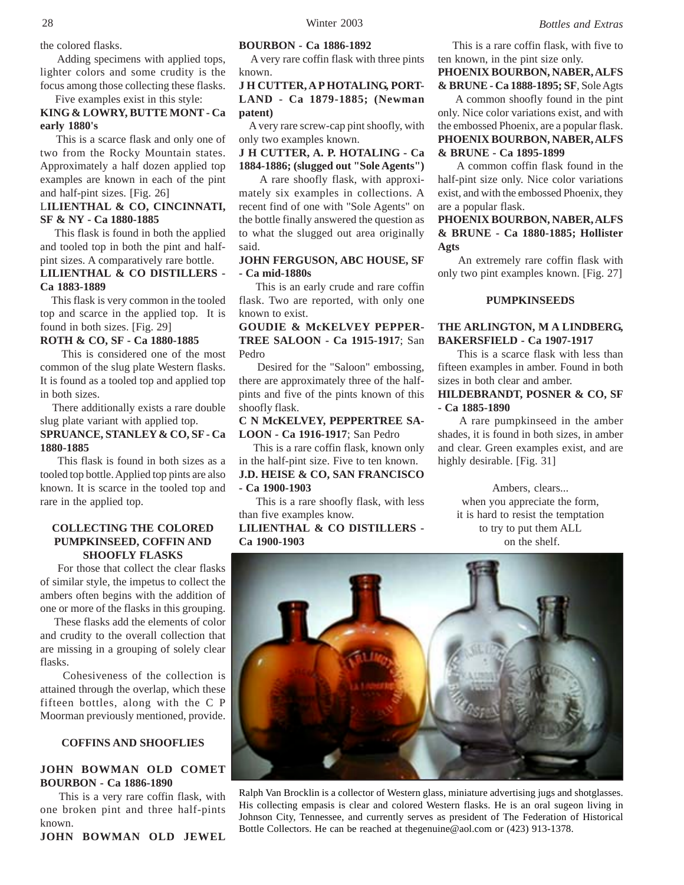the colored flasks.

Adding specimens with applied tops, lighter colors and some crudity is the focus among those collecting these flasks.

Five examples exist in this style:

**KING & LOWRY, BUTTE MONT - Ca early 1880's**

This is a scarce flask and only one of two from the Rocky Mountain states. Approximately a half dozen applied top examples are known in each of the pint and half-pint sizes. [Fig. 26]

**LILIENTHAL & CO, CINCINNATI, SF & NY - Ca 1880-1885**

This flask is found in both the applied and tooled top in both the pint and half-pint sizes. A comparatively rare bottle.

**LILIENTHAL & CO DISTILLERS - Ca 1883-1889**

This flask is very common in the tooled top and scarce in the applied top. It is found in both sizes. [Fig. 29]

**ROTH & CO, SF - Ca 1880-1885**

This is considered one of the most common of the slug plate Western flasks. It is found as a tooled top and applied top in both sizes.

There additionally exists a rare double slug plate variant with applied top.

**SPRUANCE, STANLEY & CO, SF - Ca 1880-1885**

This flask is found in both sizes as a tooled top bottle. Applied top pints are also known. It is scarce in the tooled top and rare in the applied top.

### COLLECTING THE COLORED PUMPKINSEED, COFFIN AND SHOOFLY FLASKS

For those that collect the clear flasks of similar style, the impetus to collect the ambers often begins with the addition of one or more of the flasks in this grouping.

These flasks add the elements of color and crudity to the overall collection that are missing in a grouping of solely clear flasks.

Cohesiveness of the collection is attained through the overlap, which these fifteen bottles, along with the C P Moorman previously mentioned, provide.

### COFFINS AND SHOOFLIES

**JOHN BOWMAN OLD COMET BOURBON - Ca 1886-1890**

This is a very rare coffin flask, with one broken pint and three half-pints known.

**JOHN BOWMAN OLD JEWEL BOURBON - Ca 1886-1892**

A very rare coffin flask with three pints known.

**J H CUTTER, A P HOTALING, PORTLAND - Ca 1879-1885; (Newman patent)**

A very rare screw-cap pint shoofly, with only two examples known.

**J H CUTTER, A. P. HOTALING - Ca 1884-1886; (slugged out "Sole Agents")**

A rare shoofly flask, with approximately six examples in collections. A recent find of one with "Sole Agents" on the bottle finally answered the question as to what the slugged out area originally said.

**JOHN FERGUSON, ABC HOUSE, SF - Ca mid-1880s**

This is an early crude and rare coffin flask. Two are reported, with only one known to exist.

**GOUDIE & McKELVEY PEPPERTREE SALOON - Ca 1915-1917**; San Pedro

Desired for the "Saloon" embossing, there are approximately three of the half-pints and five of the pints known of this shoofly flask.

**C N McKELVEY, PEPPERTREE SALOON - Ca 1916-1917**; San Pedro

This is a rare coffin flask, known only in the half-pint size. Five to ten known.

**J.D. HEISE & CO, SAN FRANCISCO - Ca 1900-1903**

This is a rare shoofly flask, with less than five examples know.

**LILIENTHAL & CO DISTILLERS - Ca 1900-1903**

This is a rare coffin flask, with five to ten known, in the pint size only.

**PHOENIX BOURBON, NABER, ALFS & BRUNE - Ca 1888-1895; SF**, Sole Agts

A common shoofly found in the pint only. Nice color variations exist, and with the embossed Phoenix, are a popular flask.

**PHOENIX BOURBON, NABER, ALFS & BRUNE - Ca 1895-1899**

A common coffin flask found in the half-pint size only. Nice color variations exist, and with the embossed Phoenix, they are a popular flask.

**PHOENIX BOURBON, NABER, ALFS & BRUNE - Ca 1880-1885; Hollister Agts**

An extremely rare coffin flask with only two pint examples known. [Fig. 27]

### PUMPKINSEEDS

**THE ARLINGTON, M A LINDBERG, BAKERSFIELD - Ca 1907-1917**

This is a scarce flask with less than fifteen examples in amber. Found in both sizes in both clear and amber.

**HILDEBRANDT, POSNER & CO, SF - Ca 1885-1890**

A rare pumpkinseed in the amber shades, it is found in both sizes, in amber and clear. Green examples exist, and are highly desirable. [Fig. 31]

Ambers, clears...
when you appreciate the form,
it is hard to resist the temptation
to try to put them ALL
on the shelf.

Ralph Van Brocklin is a collector of Western glass, miniature advertising jugs and shotglasses. His collecting empasis is clear and colored Western flasks. He is an oral sugeon living in Johnson City, Tennessee, and currently serves as president of The Federation of Historical Bottle Collectors. He can be reached at thegenuine@aol.com or (423) 913-1378.